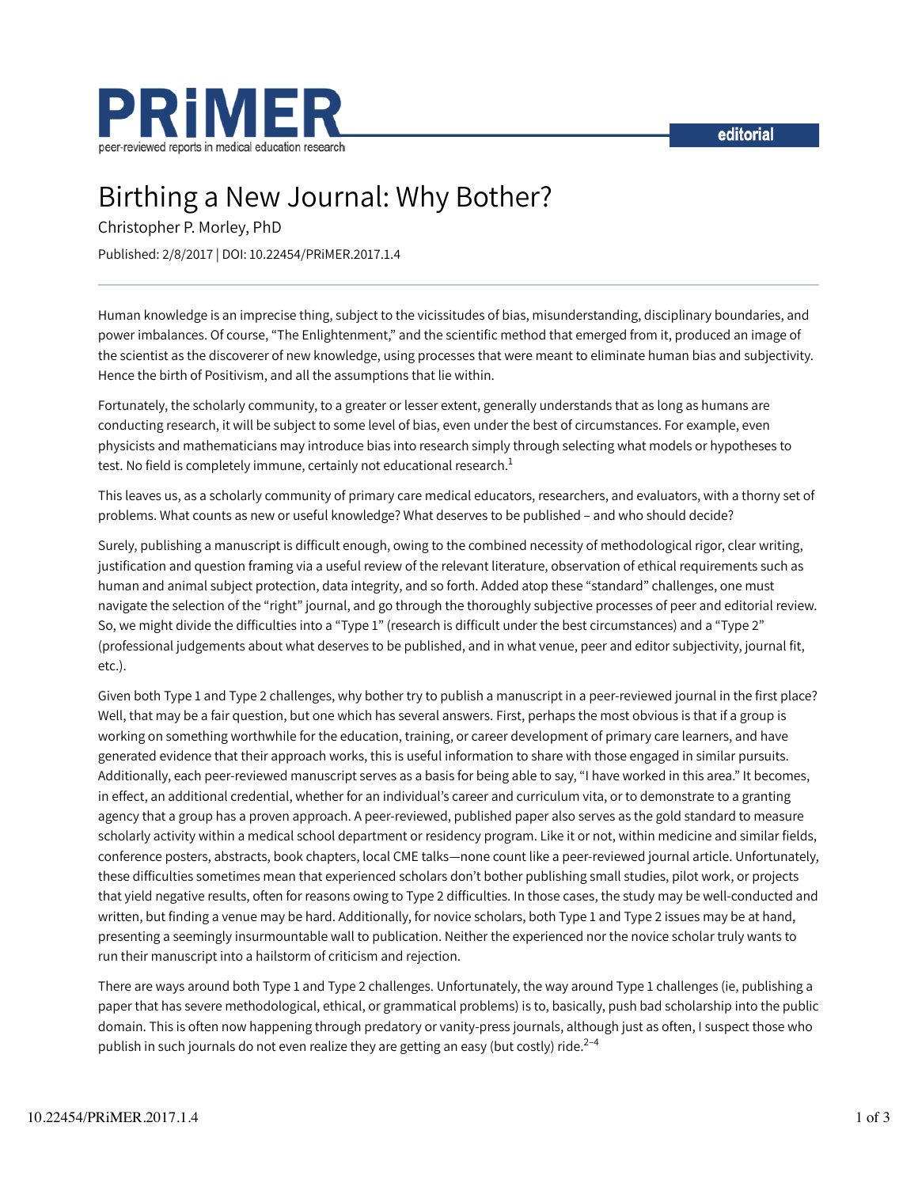PRiMER

peer-reviewed reports in medical education research

editorial

# Birthing a New Journal: Why Bother?

Christopher P. Morley, PhD

Published: 2/8/2017 | DOI: 10.22454/PRiMER.2017.1.4

Human knowledge is an imprecise thing, subject to the vicissitudes of bias, misunderstanding, disciplinary boundaries, and power imbalances. Of course, "The Enlightenment," and the scientific method that emerged from it, produced an image of the scientist as the discoverer of new knowledge, using processes that were meant to eliminate human bias and subjectivity. Hence the birth of Positivism, and all the assumptions that lie within.

Fortunately, the scholarly community, to a greater or lesser extent, generally understands that as long as humans are conducting research, it will be subject to some level of bias, even under the best of circumstances. For example, even physicists and mathematicians may introduce bias into research simply through selecting what models or hypotheses to test. No field is completely immune, certainly not educational research.[1]

This leaves us, as a scholarly community of primary care medical educators, researchers, and evaluators, with a thorny set of problems. What counts as new or useful knowledge? What deserves to be published – and who should decide?

Surely, publishing a manuscript is difficult enough, owing to the combined necessity of methodological rigor, clear writing, justification and question framing via a useful review of the relevant literature, observation of ethical requirements such as human and animal subject protection, data integrity, and so forth. Added atop these "standard" challenges, one must navigate the selection of the "right" journal, and go through the thoroughly subjective processes of peer and editorial review. So, we might divide the difficulties into a "Type 1" (research is difficult under the best circumstances) and a "Type 2" (professional judgements about what deserves to be published, and in what venue, peer and editor subjectivity, journal fit, etc.).

Given both Type 1 and Type 2 challenges, why bother try to publish a manuscript in a peer-reviewed journal in the first place? Well, that may be a fair question, but one which has several answers. First, perhaps the most obvious is that if a group is working on something worthwhile for the education, training, or career development of primary care learners, and have generated evidence that their approach works, this is useful information to share with those engaged in similar pursuits. Additionally, each peer-reviewed manuscript serves as a basis for being able to say, "I have worked in this area." It becomes, in effect, an additional credential, whether for an individual's career and curriculum vita, or to demonstrate to a granting agency that a group has a proven approach. A peer-reviewed, published paper also serves as the gold standard to measure scholarly activity within a medical school department or residency program. Like it or not, within medicine and similar fields, conference posters, abstracts, book chapters, local CME talks—none count like a peer-reviewed journal article. Unfortunately, these difficulties sometimes mean that experienced scholars don't bother publishing small studies, pilot work, or projects that yield negative results, often for reasons owing to Type 2 difficulties. In those cases, the study may be well-conducted and written, but finding a venue may be hard. Additionally, for novice scholars, both Type 1 and Type 2 issues may be at hand, presenting a seemingly insurmountable wall to publication. Neither the experienced nor the novice scholar truly wants to run their manuscript into a hailstorm of criticism and rejection.

There are ways around both Type 1 and Type 2 challenges. Unfortunately, the way around Type 1 challenges (ie, publishing a paper that has severe methodological, ethical, or grammatical problems) is to, basically, push bad scholarship into the public domain. This is often now happening through predatory or vanity-press journals, although just as often, I suspect those who publish in such journals do not even realize they are getting an easy (but costly) ride.[2–4]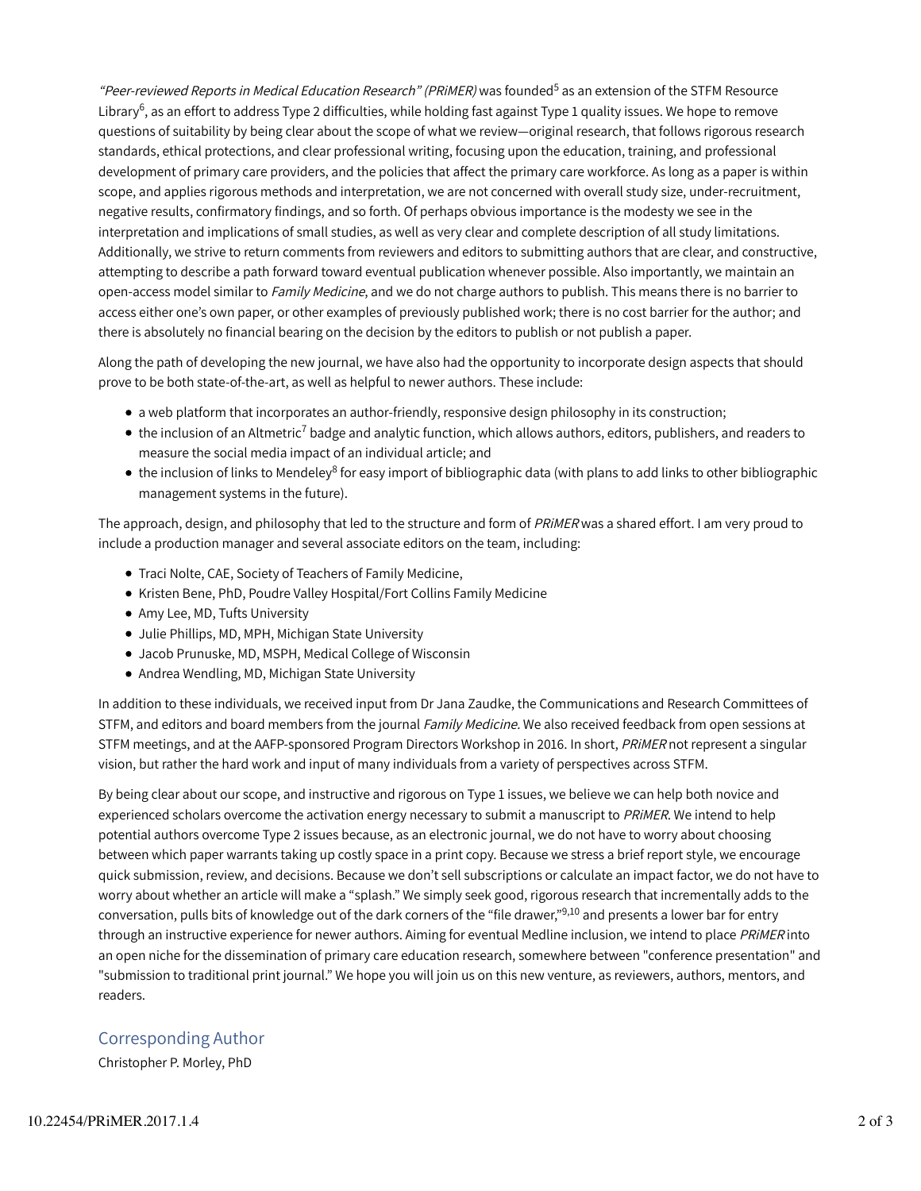*"Peer-reviewed Reports in Medical Education Research" (PRiMER)* was founded[5] as an extension of the STFM Resource Library[6], as an effort to address Type 2 difficulties, while holding fast against Type 1 quality issues. We hope to remove questions of suitability by being clear about the scope of what we review—original research, that follows rigorous research standards, ethical protections, and clear professional writing, focusing upon the education, training, and professional development of primary care providers, and the policies that affect the primary care workforce. As long as a paper is within scope, and applies rigorous methods and interpretation, we are not concerned with overall study size, under-recruitment, negative results, confirmatory findings, and so forth. Of perhaps obvious importance is the modesty we see in the interpretation and implications of small studies, as well as very clear and complete description of all study limitations. Additionally, we strive to return comments from reviewers and editors to submitting authors that are clear, and constructive, attempting to describe a path forward toward eventual publication whenever possible. Also importantly, we maintain an open-access model similar to *Family Medicine*, and we do not charge authors to publish. This means there is no barrier to access either one's own paper, or other examples of previously published work; there is no cost barrier for the author; and there is absolutely no financial bearing on the decision by the editors to publish or not publish a paper.

Along the path of developing the new journal, we have also had the opportunity to incorporate design aspects that should prove to be both state-of-the-art, as well as helpful to newer authors. These include:

- a web platform that incorporates an author-friendly, responsive design philosophy in its construction;
- the inclusion of an Altmetric[7] badge and analytic function, which allows authors, editors, publishers, and readers to measure the social media impact of an individual article; and
- the inclusion of links to Mendeley[8] for easy import of bibliographic data (with plans to add links to other bibliographic management systems in the future).

The approach, design, and philosophy that led to the structure and form of *PRiMER* was a shared effort. I am very proud to include a production manager and several associate editors on the team, including:

- Traci Nolte, CAE, Society of Teachers of Family Medicine,
- Kristen Bene, PhD, Poudre Valley Hospital/Fort Collins Family Medicine
- Amy Lee, MD, Tufts University
- Julie Phillips, MD, MPH, Michigan State University
- Jacob Prunuske, MD, MSPH, Medical College of Wisconsin
- Andrea Wendling, MD, Michigan State University

In addition to these individuals, we received input from Dr Jana Zaudke, the Communications and Research Committees of STFM, and editors and board members from the journal *Family Medicine.* We also received feedback from open sessions at STFM meetings, and at the AAFP-sponsored Program Directors Workshop in 2016. In short, *PRiMER* not represent a singular vision, but rather the hard work and input of many individuals from a variety of perspectives across STFM.

By being clear about our scope, and instructive and rigorous on Type 1 issues, we believe we can help both novice and experienced scholars overcome the activation energy necessary to submit a manuscript to *PRiMER*. We intend to help potential authors overcome Type 2 issues because, as an electronic journal, we do not have to worry about choosing between which paper warrants taking up costly space in a print copy. Because we stress a brief report style, we encourage quick submission, review, and decisions. Because we don't sell subscriptions or calculate an impact factor, we do not have to worry about whether an article will make a "splash." We simply seek good, rigorous research that incrementally adds to the conversation, pulls bits of knowledge out of the dark corners of the "file drawer,"[9,10] and presents a lower bar for entry through an instructive experience for newer authors. Aiming for eventual Medline inclusion, we intend to place *PRiMER* into an open niche for the dissemination of primary care education research, somewhere between "conference presentation" and "submission to traditional print journal." We hope you will join us on this new venture, as reviewers, authors, mentors, and readers.

## Corresponding Author

Christopher P. Morley, PhD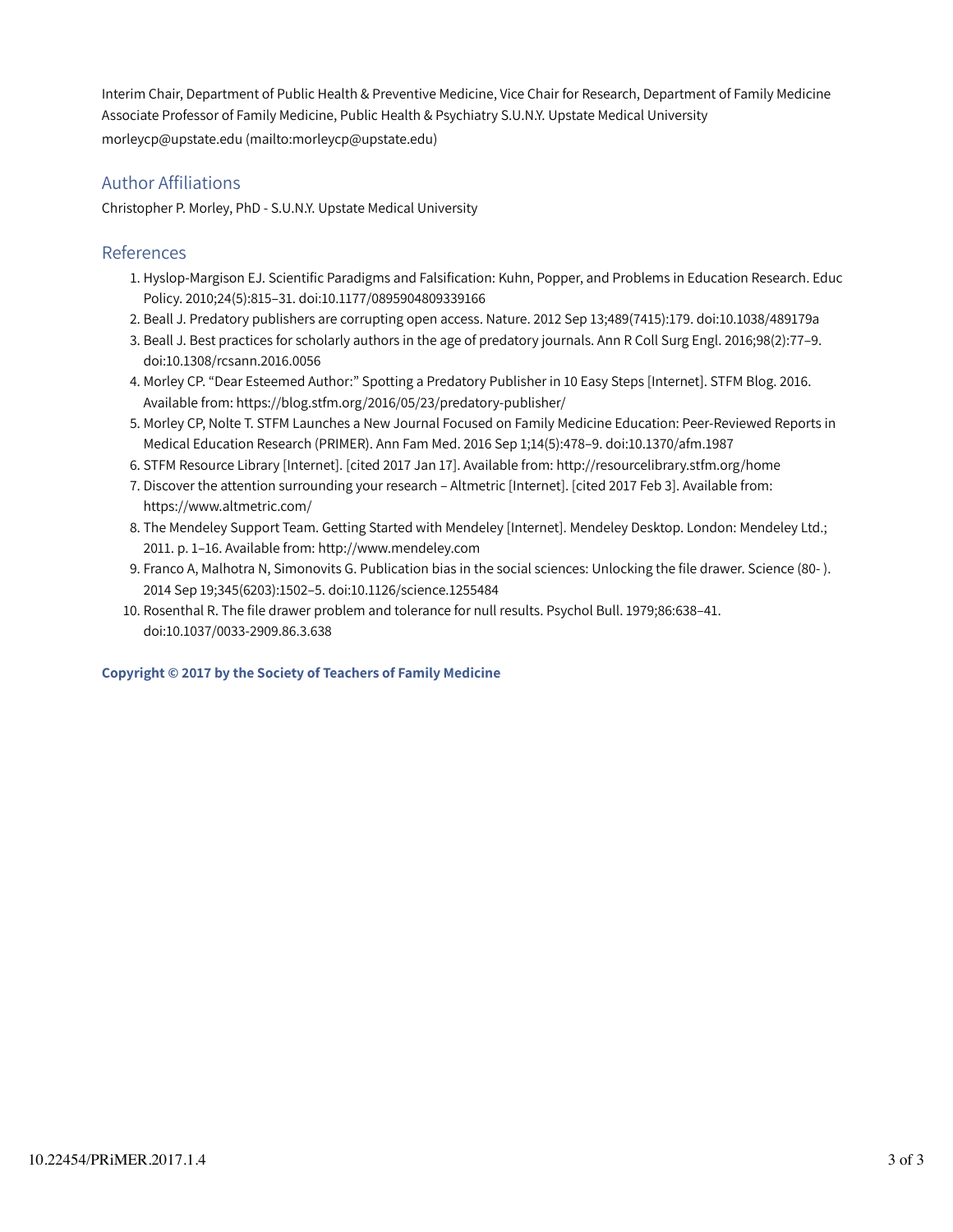Interim Chair, Department of Public Health & Preventive Medicine, Vice Chair for Research, Department of Family Medicine Associate Professor of Family Medicine, Public Health & Psychiatry S.U.N.Y. Upstate Medical University
morleycp@upstate.edu (mailto:morleycp@upstate.edu)

## Author Affiliations

Christopher P. Morley, PhD - S.U.N.Y. Upstate Medical University

## References

1. Hyslop-Margison EJ. Scientific Paradigms and Falsification: Kuhn, Popper, and Problems in Education Research. Educ Policy. 2010;24(5):815–31. doi:10.1177/0895904809339166
2. Beall J. Predatory publishers are corrupting open access. Nature. 2012 Sep 13;489(7415):179. doi:10.1038/489179a
3. Beall J. Best practices for scholarly authors in the age of predatory journals. Ann R Coll Surg Engl. 2016;98(2):77–9. doi:10.1308/rcsann.2016.0056
4. Morley CP. "Dear Esteemed Author:" Spotting a Predatory Publisher in 10 Easy Steps [Internet]. STFM Blog. 2016. Available from: https://blog.stfm.org/2016/05/23/predatory-publisher/
5. Morley CP, Nolte T. STFM Launches a New Journal Focused on Family Medicine Education: Peer-Reviewed Reports in Medical Education Research (PRIMER). Ann Fam Med. 2016 Sep 1;14(5):478–9. doi:10.1370/afm.1987
6. STFM Resource Library [Internet]. [cited 2017 Jan 17]. Available from: http://resourcelibrary.stfm.org/home
7. Discover the attention surrounding your research – Altmetric [Internet]. [cited 2017 Feb 3]. Available from: https://www.altmetric.com/
8. The Mendeley Support Team. Getting Started with Mendeley [Internet]. Mendeley Desktop. London: Mendeley Ltd.; 2011. p. 1–16. Available from: http://www.mendeley.com
9. Franco A, Malhotra N, Simonovits G. Publication bias in the social sciences: Unlocking the file drawer. Science (80- ). 2014 Sep 19;345(6203):1502–5. doi:10.1126/science.1255484
10. Rosenthal R. The file drawer problem and tolerance for null results. Psychol Bull. 1979;86:638–41. doi:10.1037/0033-2909.86.3.638

**Copyright © 2017 by the Society of Teachers of Family Medicine**